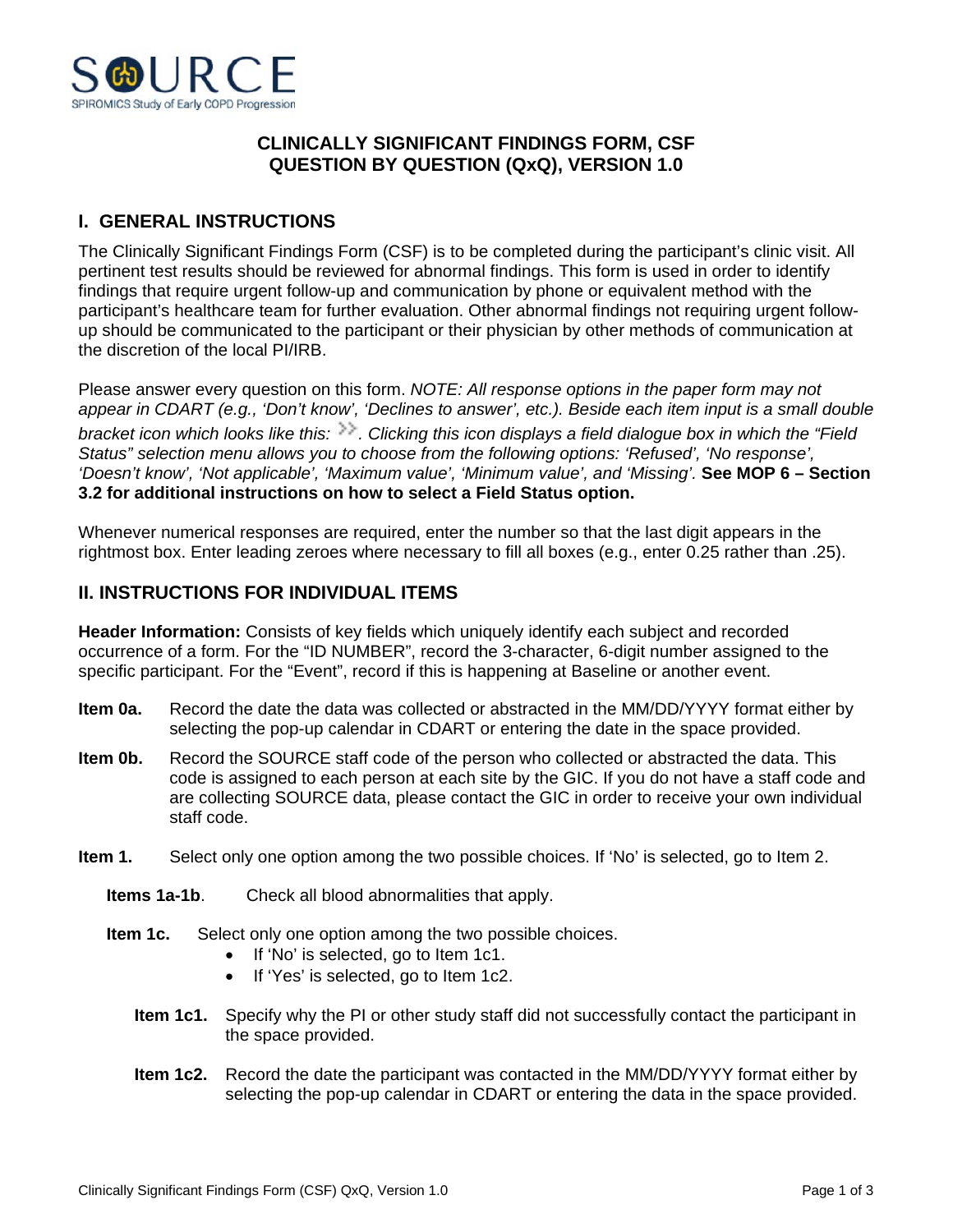SOURCE
SPIROMICS Study of Early COPD Progression

# CLINICALLY SIGNIFICANT FINDINGS FORM, CSF
# QUESTION BY QUESTION (QxQ), VERSION 1.0

## I. GENERAL INSTRUCTIONS

The Clinically Significant Findings Form (CSF) is to be completed during the participant's clinic visit. All pertinent test results should be reviewed for abnormal findings. This form is used in order to identify findings that require urgent follow-up and communication by phone or equivalent method with the participant's healthcare team for further evaluation. Other abnormal findings not requiring urgent follow-up should be communicated to the participant or their physician by other methods of communication at the discretion of the local PI/IRB.

Please answer every question on this form. *NOTE: All response options in the paper form may not appear in CDART (e.g., 'Don't know', 'Declines to answer', etc.). Beside each item input is a small double bracket icon which looks like this: >>. Clicking this icon displays a field dialogue box in which the "Field Status" selection menu allows you to choose from the following options: 'Refused', 'No response', 'Doesn't know', 'Not applicable', 'Maximum value', 'Minimum value', and 'Missing'.* **See MOP 6 – Section 3.2 for additional instructions on how to select a Field Status option.**

Whenever numerical responses are required, enter the number so that the last digit appears in the rightmost box. Enter leading zeroes where necessary to fill all boxes (e.g., enter 0.25 rather than .25).

## II. INSTRUCTIONS FOR INDIVIDUAL ITEMS

**Header Information:** Consists of key fields which uniquely identify each subject and recorded occurrence of a form. For the "ID NUMBER", record the 3-character, 6-digit number assigned to the specific participant. For the "Event", record if this is happening at Baseline or another event.

**Item 0a.** Record the date the data was collected or abstracted in the MM/DD/YYYY format either by selecting the pop-up calendar in CDART or entering the date in the space provided.

**Item 0b.** Record the SOURCE staff code of the person who collected or abstracted the data. This code is assigned to each person at each site by the GIC. If you do not have a staff code and are collecting SOURCE data, please contact the GIC in order to receive your own individual staff code.

**Item 1.** Select only one option among the two possible choices. If 'No' is selected, go to Item 2.

**Items 1a-1b**. Check all blood abnormalities that apply.

**Item 1c.** Select only one option among the two possible choices.

- If 'No' is selected, go to Item 1c1.
- If 'Yes' is selected, go to Item 1c2.

**Item 1c1.** Specify why the PI or other study staff did not successfully contact the participant in the space provided.

**Item 1c2.** Record the date the participant was contacted in the MM/DD/YYYY format either by selecting the pop-up calendar in CDART or entering the data in the space provided.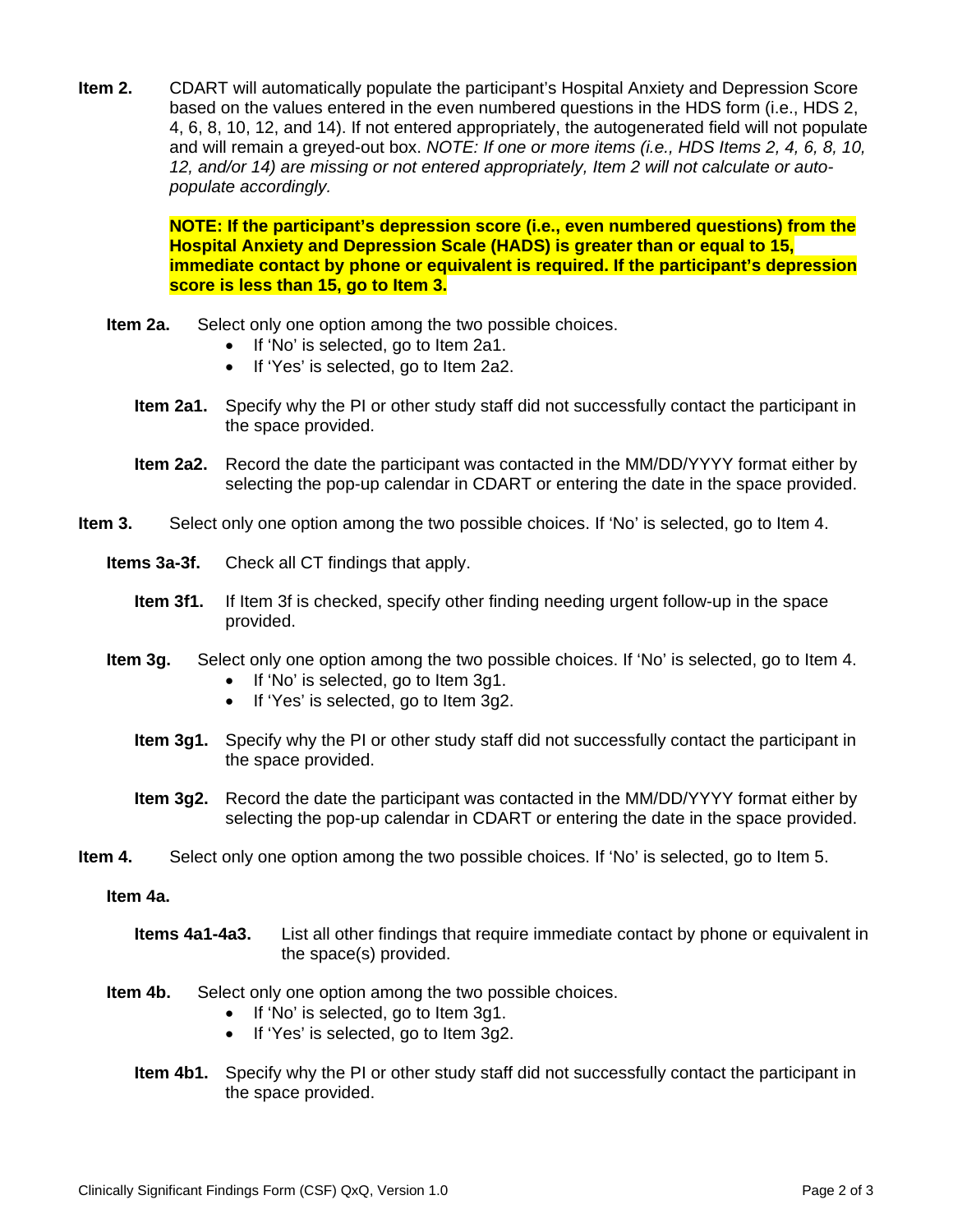**Item 2.** CDART will automatically populate the participant's Hospital Anxiety and Depression Score based on the values entered in the even numbered questions in the HDS form (i.e., HDS 2, 4, 6, 8, 10, 12, and 14). If not entered appropriately, the autogenerated field will not populate and will remain a greyed-out box. *NOTE: If one or more items (i.e., HDS Items 2, 4, 6, 8, 10, 12, and/or 14) are missing or not entered appropriately, Item 2 will not calculate or auto-populate accordingly.*

**NOTE: If the participant's depression score (i.e., even numbered questions) from the Hospital Anxiety and Depression Scale (HADS) is greater than or equal to 15, immediate contact by phone or equivalent is required. If the participant's depression score is less than 15, go to Item 3.**

**Item 2a.** Select only one option among the two possible choices.

- If 'No' is selected, go to Item 2a1.
- If 'Yes' is selected, go to Item 2a2.

**Item 2a1.** Specify why the PI or other study staff did not successfully contact the participant in the space provided.

**Item 2a2.** Record the date the participant was contacted in the MM/DD/YYYY format either by selecting the pop-up calendar in CDART or entering the date in the space provided.

**Item 3.** Select only one option among the two possible choices. If 'No' is selected, go to Item 4.

**Items 3a-3f.** Check all CT findings that apply.

**Item 3f1.** If Item 3f is checked, specify other finding needing urgent follow-up in the space provided.

**Item 3g.** Select only one option among the two possible choices. If 'No' is selected, go to Item 4.

- If 'No' is selected, go to Item 3g1.
- If 'Yes' is selected, go to Item 3g2.

**Item 3g1.** Specify why the PI or other study staff did not successfully contact the participant in the space provided.

**Item 3g2.** Record the date the participant was contacted in the MM/DD/YYYY format either by selecting the pop-up calendar in CDART or entering the date in the space provided.

**Item 4.** Select only one option among the two possible choices. If 'No' is selected, go to Item 5.

**Item 4a.**

**Items 4a1-4a3.** List all other findings that require immediate contact by phone or equivalent in the space(s) provided.

**Item 4b.** Select only one option among the two possible choices.

- If 'No' is selected, go to Item 3g1.
- If 'Yes' is selected, go to Item 3g2.

**Item 4b1.** Specify why the PI or other study staff did not successfully contact the participant in the space provided.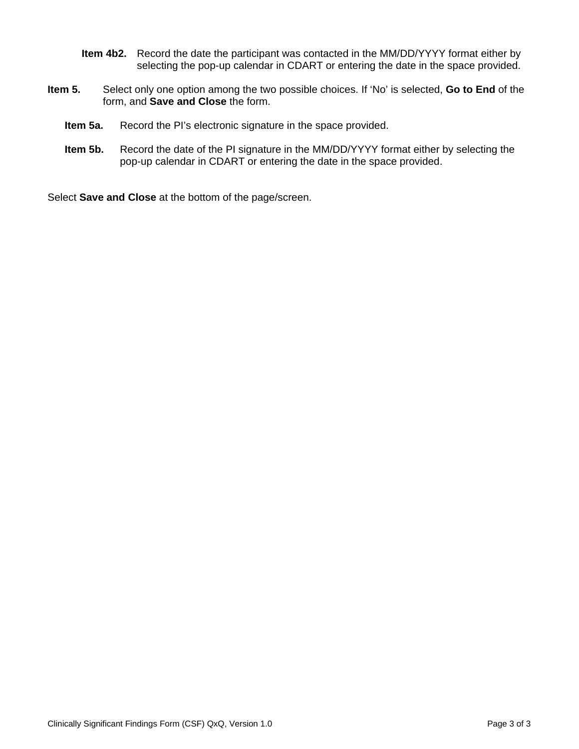**Item 4b2.** Record the date the participant was contacted in the MM/DD/YYYY format either by selecting the pop-up calendar in CDART or entering the date in the space provided.

**Item 5.** Select only one option among the two possible choices. If ‘No’ is selected, **Go to End** of the form, and **Save and Close** the form.

**Item 5a.** Record the PI’s electronic signature in the space provided.

**Item 5b.** Record the date of the PI signature in the MM/DD/YYYY format either by selecting the pop-up calendar in CDART or entering the date in the space provided.

Select **Save and Close** at the bottom of the page/screen.